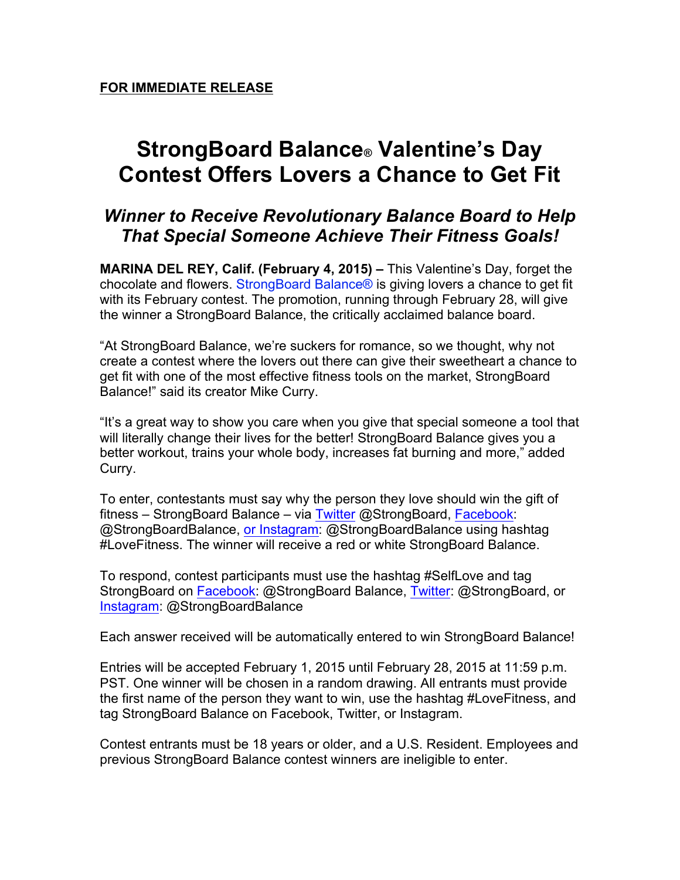**FOR IMMEDIATE RELEASE**

# StrongBoard Balance® Valentine's Day Contest Offers Lovers a Chance to Get Fit

## *Winner to Receive Revolutionary Balance Board to Help That Special Someone Achieve Their Fitness Goals!*

**MARINA DEL REY, Calif. (February 4, 2015) –** This Valentine's Day, forget the chocolate and flowers. StrongBoard Balance® is giving lovers a chance to get fit with its February contest. The promotion, running through February 28, will give the winner a StrongBoard Balance, the critically acclaimed balance board.

"At StrongBoard Balance, we're suckers for romance, so we thought, why not create a contest where the lovers out there can give their sweetheart a chance to get fit with one of the most effective fitness tools on the market, StrongBoard Balance!" said its creator Mike Curry.

"It's a great way to show you care when you give that special someone a tool that will literally change their lives for the better! StrongBoard Balance gives you a better workout, trains your whole body, increases fat burning and more," added Curry.

To enter, contestants must say why the person they love should win the gift of fitness – StrongBoard Balance – via Twitter @StrongBoard, Facebook: @StrongBoardBalance, or Instagram: @StrongBoardBalance using hashtag #LoveFitness. The winner will receive a red or white StrongBoard Balance.

To respond, contest participants must use the hashtag #SelfLove and tag StrongBoard on Facebook: @StrongBoard Balance, Twitter: @StrongBoard, or Instagram: @StrongBoardBalance

Each answer received will be automatically entered to win StrongBoard Balance!

Entries will be accepted February 1, 2015 until February 28, 2015 at 11:59 p.m. PST. One winner will be chosen in a random drawing. All entrants must provide the first name of the person they want to win, use the hashtag #LoveFitness, and tag StrongBoard Balance on Facebook, Twitter, or Instagram.

Contest entrants must be 18 years or older, and a U.S. Resident. Employees and previous StrongBoard Balance contest winners are ineligible to enter.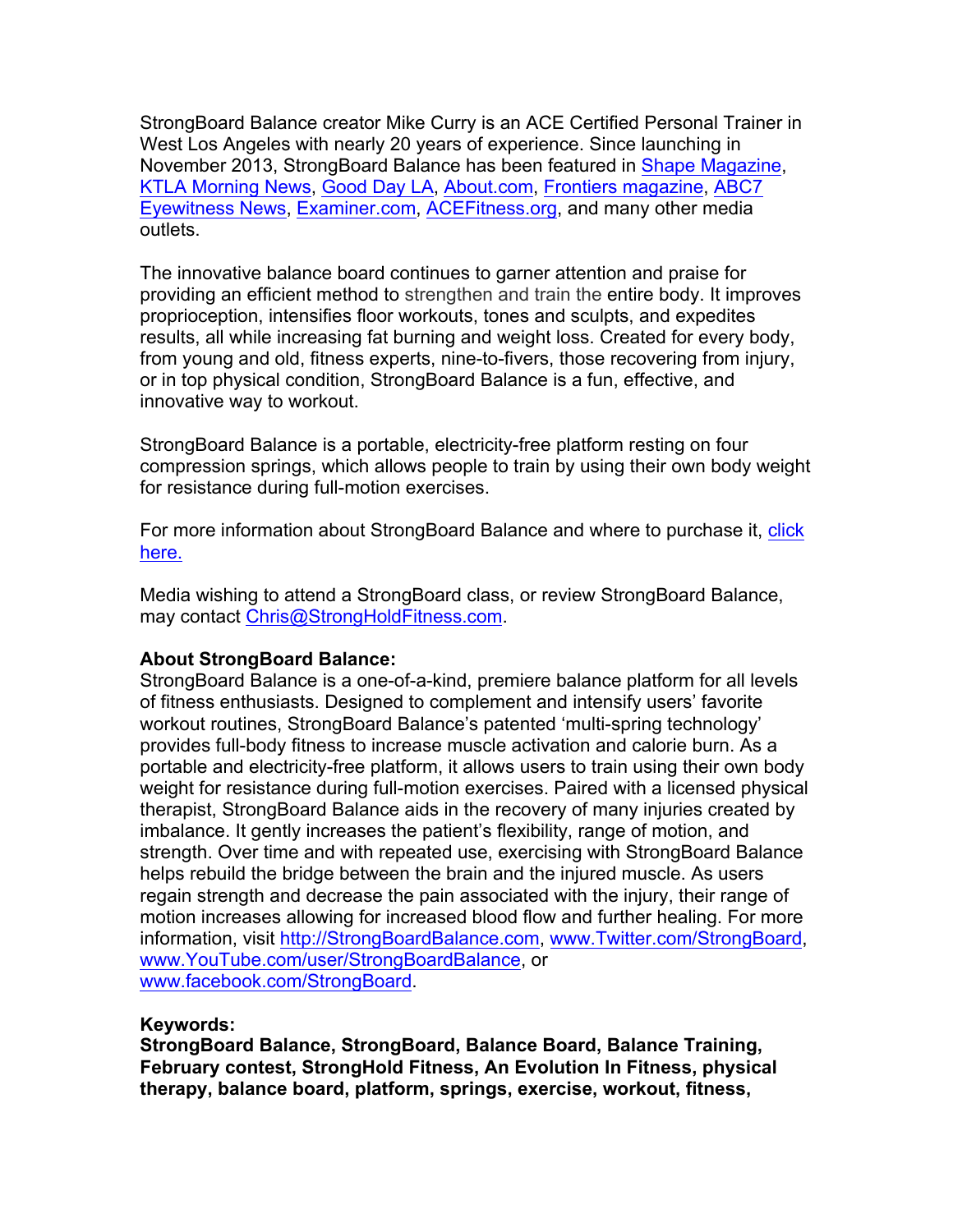StrongBoard Balance creator Mike Curry is an ACE Certified Personal Trainer in West Los Angeles with nearly 20 years of experience. Since launching in November 2013, StrongBoard Balance has been featured in Shape Magazine, KTLA Morning News, Good Day LA, About.com, Frontiers magazine, ABC7 Eyewitness News, Examiner.com, ACEFitness.org, and many other media outlets.

The innovative balance board continues to garner attention and praise for providing an efficient method to strengthen and train the entire body. It improves proprioception, intensifies floor workouts, tones and sculpts, and expedites results, all while increasing fat burning and weight loss. Created for every body, from young and old, fitness experts, nine-to-fivers, those recovering from injury, or in top physical condition, StrongBoard Balance is a fun, effective, and innovative way to workout.

StrongBoard Balance is a portable, electricity-free platform resting on four compression springs, which allows people to train by using their own body weight for resistance during full-motion exercises.

For more information about StrongBoard Balance and where to purchase it, click here.

Media wishing to attend a StrongBoard class, or review StrongBoard Balance, may contact Chris@StrongHoldFitness.com.

**About StrongBoard Balance:**
StrongBoard Balance is a one-of-a-kind, premiere balance platform for all levels of fitness enthusiasts. Designed to complement and intensify users' favorite workout routines, StrongBoard Balance's patented 'multi-spring technology' provides full-body fitness to increase muscle activation and calorie burn. As a portable and electricity-free platform, it allows users to train using their own body weight for resistance during full-motion exercises. Paired with a licensed physical therapist, StrongBoard Balance aids in the recovery of many injuries created by imbalance. It gently increases the patient's flexibility, range of motion, and strength. Over time and with repeated use, exercising with StrongBoard Balance helps rebuild the bridge between the brain and the injured muscle. As users regain strength and decrease the pain associated with the injury, their range of motion increases allowing for increased blood flow and further healing. For more information, visit http://StrongBoardBalance.com, www.Twitter.com/StrongBoard, www.YouTube.com/user/StrongBoardBalance, or www.facebook.com/StrongBoard.

**Keywords:**
**StrongBoard Balance, StrongBoard, Balance Board, Balance Training, February contest, StrongHold Fitness, An Evolution In Fitness, physical therapy, balance board, platform, springs, exercise, workout, fitness,**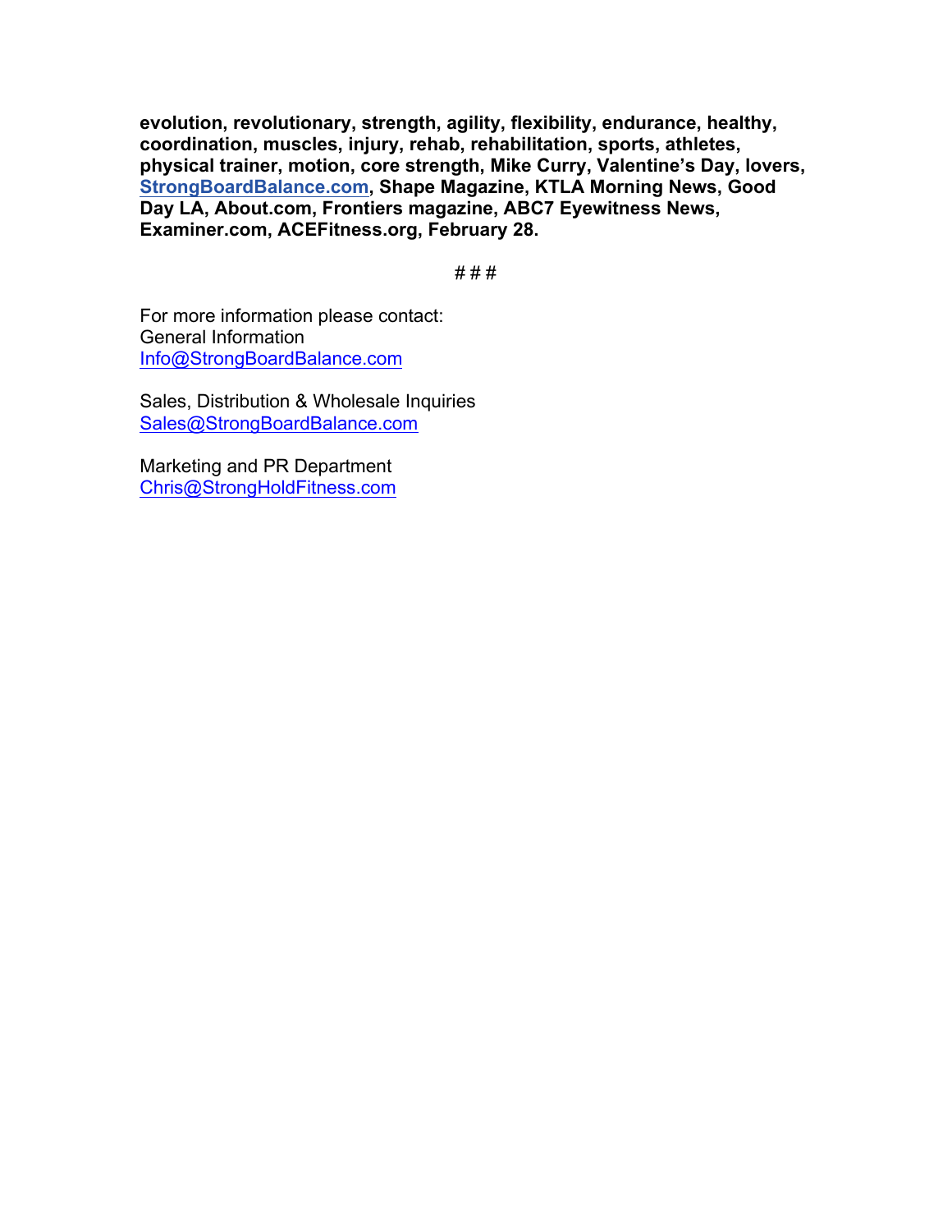**evolution, revolutionary, strength, agility, flexibility, endurance, healthy, coordination, muscles, injury, rehab, rehabilitation, sports, athletes, physical trainer, motion, core strength, Mike Curry, Valentine's Day, lovers, StrongBoardBalance.com, Shape Magazine, KTLA Morning News, Good Day LA, About.com, Frontiers magazine, ABC7 Eyewitness News, Examiner.com, ACEFitness.org, February 28.**

# # #

For more information please contact:
General Information
Info@StrongBoardBalance.com

Sales, Distribution & Wholesale Inquiries
Sales@StrongBoardBalance.com

Marketing and PR Department
Chris@StrongHoldFitness.com